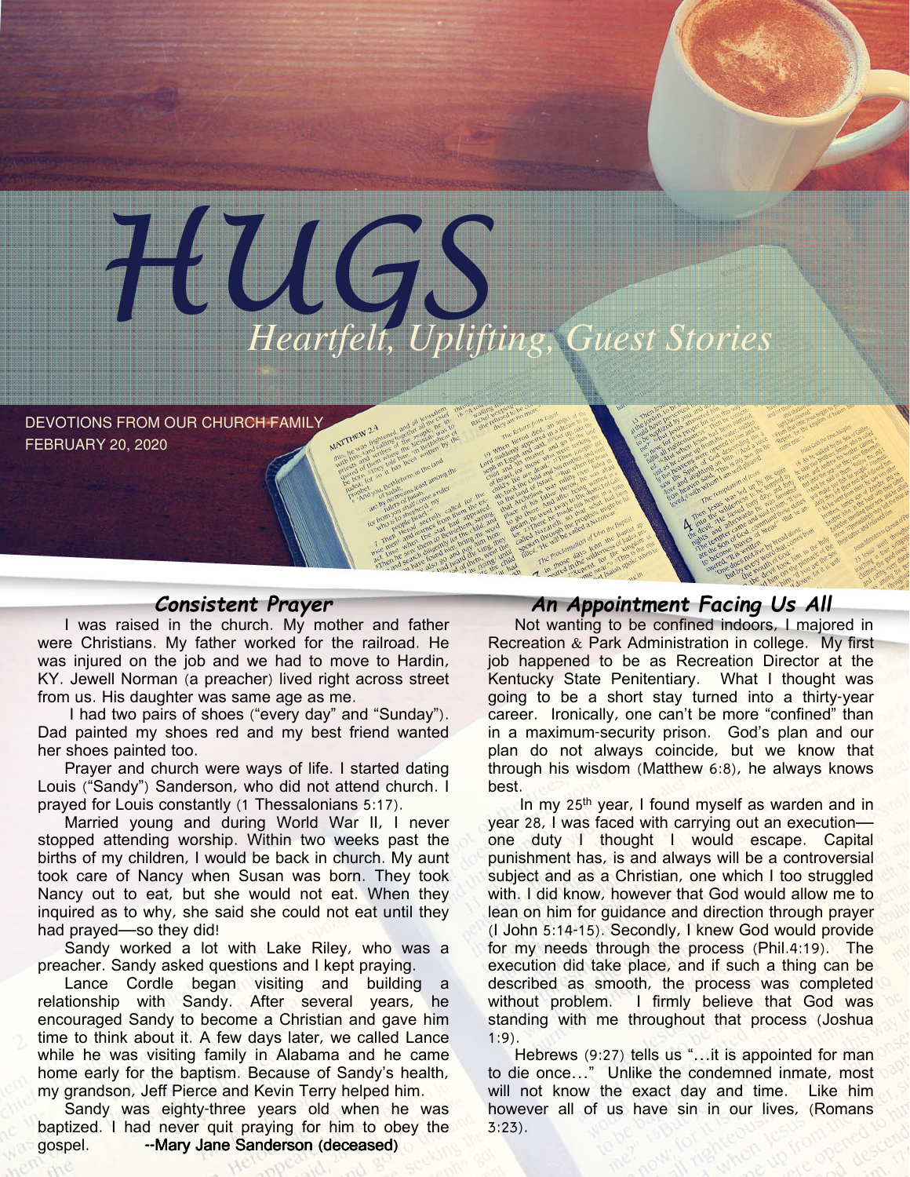# HUGS

*Heartfelt, Uplifting, Guest Stories*

DEVOTIONS FROM OUR CHURCH FAMILY
FEBRUARY 20, 2020

## *Consistent Prayer*

I was raised in the church. My mother and father were Christians. My father worked for the railroad. He was injured on the job and we had to move to Hardin, KY. Jewell Norman (a preacher) lived right across street from us. His daughter was same age as me.

I had two pairs of shoes ("every day" and "Sunday"). Dad painted my shoes red and my best friend wanted her shoes painted too.

Prayer and church were ways of life. I started dating Louis ("Sandy") Sanderson, who did not attend church. I prayed for Louis constantly (1 Thessalonians 5:17).

Married young and during World War II, I never stopped attending worship. Within two weeks past the births of my children, I would be back in church. My aunt took care of Nancy when Susan was born. They took Nancy out to eat, but she would not eat. When they inquired as to why, she said she could not eat until they had prayed—so they did!

Sandy worked a lot with Lake Riley, who was a preacher. Sandy asked questions and I kept praying.

Lance Cordle began visiting and building a relationship with Sandy. After several years, he encouraged Sandy to become a Christian and gave him time to think about it. A few days later, we called Lance while he was visiting family in Alabama and he came home early for the baptism. Because of Sandy's health, my grandson, Jeff Pierce and Kevin Terry helped him.

Sandy was eighty-three years old when he was baptized. I had never quit praying for him to obey the gospel. --Mary Jane Sanderson (deceased)

## *An Appointment Facing Us All*

Not wanting to be confined indoors, I majored in Recreation & Park Administration in college. My first job happened to be as Recreation Director at the Kentucky State Penitentiary. What I thought was going to be a short stay turned into a thirty-year career. Ironically, one can't be more "confined" than in a maximum-security prison. God's plan and our plan do not always coincide, but we know that through his wisdom (Matthew 6:8), he always knows best.

In my 25th year, I found myself as warden and in year 28, I was faced with carrying out an execution—one duty I thought I would escape. Capital punishment has, is and always will be a controversial subject and as a Christian, one which I too struggled with. I did know, however that God would allow me to lean on him for guidance and direction through prayer (I John 5:14-15). Secondly, I knew God would provide for my needs through the process (Phil.4:19). The execution did take place, and if such a thing can be described as smooth, the process was completed without problem. I firmly believe that God was standing with me throughout that process (Joshua 1:9).

Hebrews (9:27) tells us "…it is appointed for man to die once…" Unlike the condemned inmate, most will not know the exact day and time. Like him however all of us have sin in our lives, (Romans 3:23).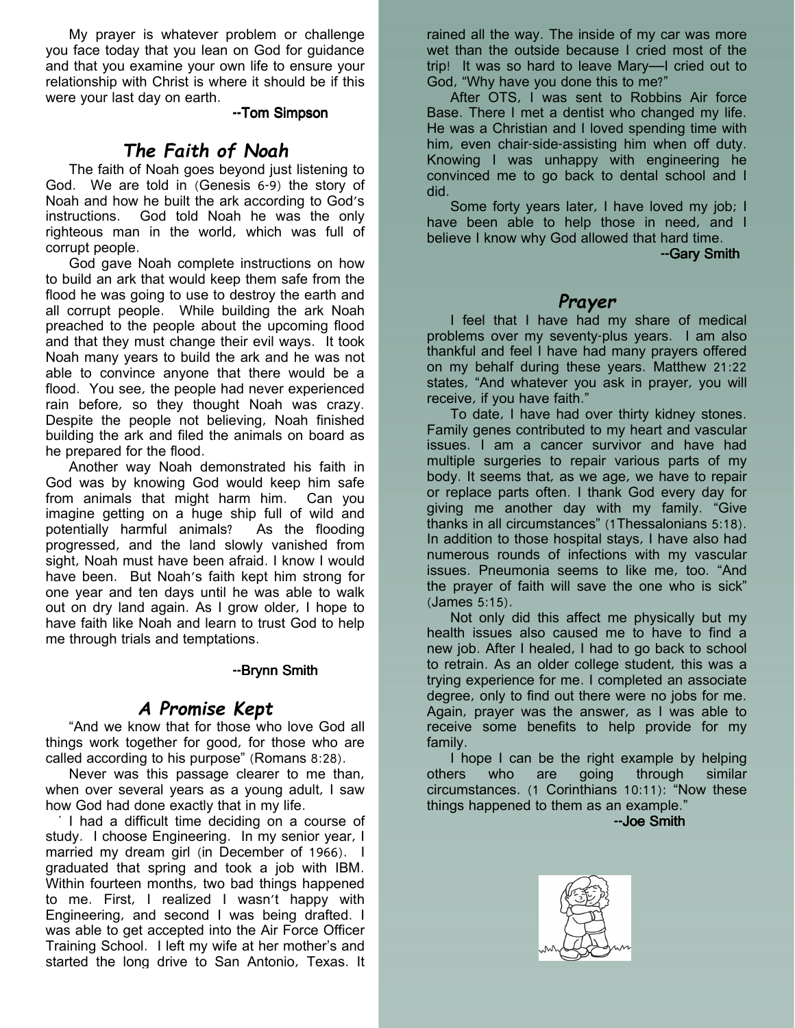My prayer is whatever problem or challenge you face today that you lean on God for guidance and that you examine your own life to ensure your relationship with Christ is where it should be if this were your last day on earth.

--Tom Simpson

## The Faith of Noah

The faith of Noah goes beyond just listening to God. We are told in (Genesis 6-9) the story of Noah and how he built the ark according to God's instructions. God told Noah he was the only righteous man in the world, which was full of corrupt people.

God gave Noah complete instructions on how to build an ark that would keep them safe from the flood he was going to use to destroy the earth and all corrupt people. While building the ark Noah preached to the people about the upcoming flood and that they must change their evil ways. It took Noah many years to build the ark and he was not able to convince anyone that there would be a flood. You see, the people had never experienced rain before, so they thought Noah was crazy. Despite the people not believing, Noah finished building the ark and filed the animals on board as he prepared for the flood.

Another way Noah demonstrated his faith in God was by knowing God would keep him safe from animals that might harm him. Can you imagine getting on a huge ship full of wild and potentially harmful animals? As the flooding progressed, and the land slowly vanished from sight, Noah must have been afraid. I know I would have been. But Noah's faith kept him strong for one year and ten days until he was able to walk out on dry land again. As I grow older, I hope to have faith like Noah and learn to trust God to help me through trials and temptations.

--Brynn Smith

## A Promise Kept

"And we know that for those who love God all things work together for good, for those who are called according to his purpose" (Romans 8:28).

Never was this passage clearer to me than, when over several years as a young adult, I saw how God had done exactly that in my life.

I had a difficult time deciding on a course of study. I choose Engineering. In my senior year, I married my dream girl (in December of 1966). I graduated that spring and took a job with IBM. Within fourteen months, two bad things happened to me. First, I realized I wasn't happy with Engineering, and second I was being drafted. I was able to get accepted into the Air Force Officer Training School. I left my wife at her mother's and started the long drive to San Antonio, Texas. It rained all the way. The inside of my car was more wet than the outside because I cried most of the trip! It was so hard to leave Mary—I cried out to God, "Why have you done this to me?"

After OTS, I was sent to Robbins Air force Base. There I met a dentist who changed my life. He was a Christian and I loved spending time with him, even chair-side-assisting him when off duty. Knowing I was unhappy with engineering he convinced me to go back to dental school and I did.

Some forty years later, I have loved my job; I have been able to help those in need, and I believe I know why God allowed that hard time.

--Gary Smith

## Prayer

I feel that I have had my share of medical problems over my seventy-plus years. I am also thankful and feel I have had many prayers offered on my behalf during these years. Matthew 21:22 states, "And whatever you ask in prayer, you will receive, if you have faith."

To date, I have had over thirty kidney stones. Family genes contributed to my heart and vascular issues. I am a cancer survivor and have had multiple surgeries to repair various parts of my body. It seems that, as we age, we have to repair or replace parts often. I thank God every day for giving me another day with my family. "Give thanks in all circumstances" (1Thessalonians 5:18). In addition to those hospital stays, I have also had numerous rounds of infections with my vascular issues. Pneumonia seems to like me, too. "And the prayer of faith will save the one who is sick" (James 5:15).

Not only did this affect me physically but my health issues also caused me to have to find a new job. After I healed, I had to go back to school to retrain. As an older college student, this was a trying experience for me. I completed an associate degree, only to find out there were no jobs for me. Again, prayer was the answer, as I was able to receive some benefits to help provide for my family.

I hope I can be the right example by helping others who are going through similar circumstances. (1 Corinthians 10:11): "Now these things happened to them as an example."

--Joe Smith